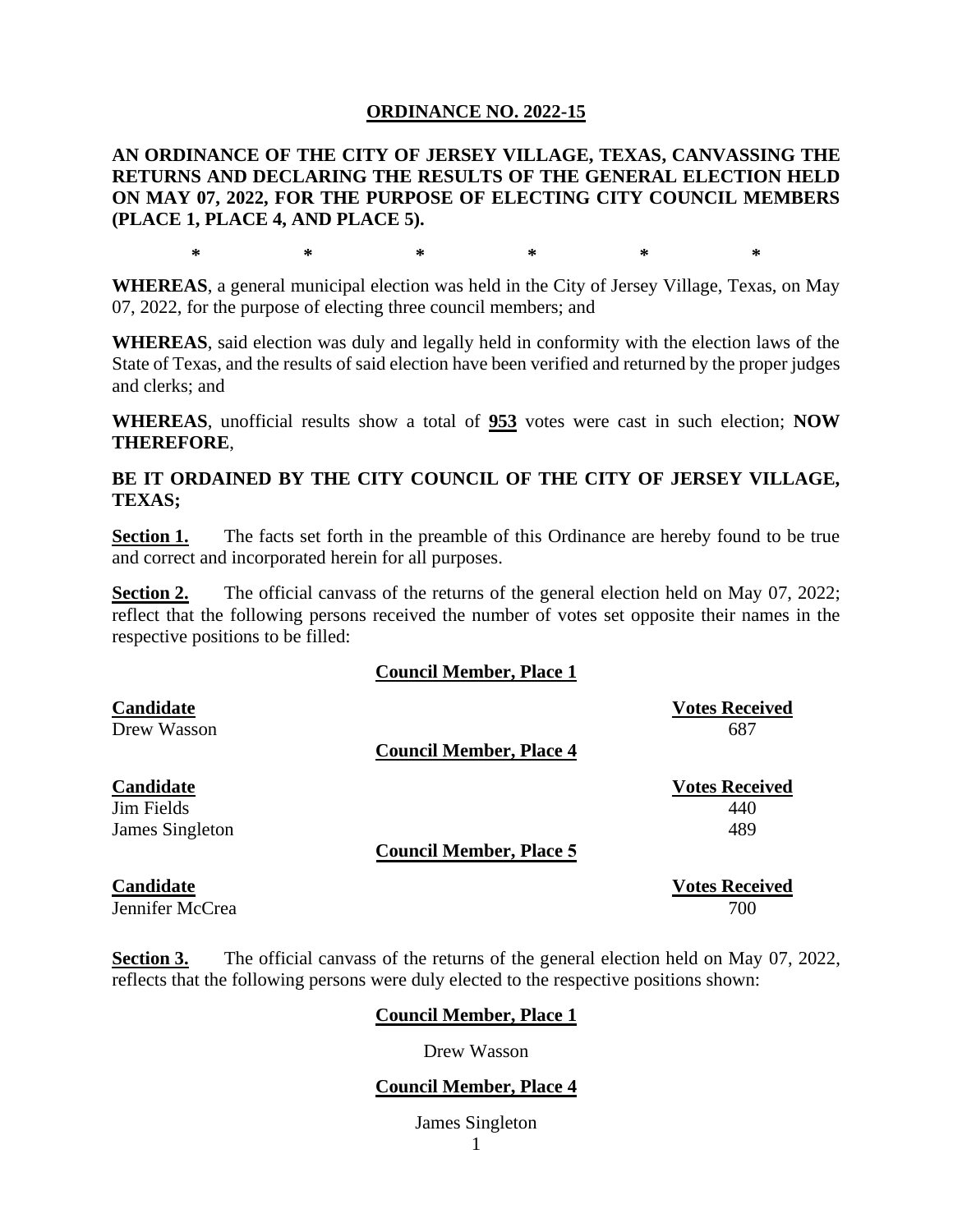**ORDINANCE NO. 2022-15**

**AN ORDINANCE OF THE CITY OF JERSEY VILLAGE, TEXAS, CANVASSING THE RETURNS AND DECLARING THE RESULTS OF THE GENERAL ELECTION HELD ON MAY 07, 2022, FOR THE PURPOSE OF ELECTING CITY COUNCIL MEMBERS (PLACE 1, PLACE 4, AND PLACE 5).**

\* \* \* \* \* \*

**WHEREAS**, a general municipal election was held in the City of Jersey Village, Texas, on May 07, 2022, for the purpose of electing three council members; and

**WHEREAS**, said election was duly and legally held in conformity with the election laws of the State of Texas, and the results of said election have been verified and returned by the proper judges and clerks; and

**WHEREAS**, unofficial results show a total of **953** votes were cast in such election; **NOW THEREFORE**,

**BE IT ORDAINED BY THE CITY COUNCIL OF THE CITY OF JERSEY VILLAGE, TEXAS;**

**Section 1.** The facts set forth in the preamble of this Ordinance are hereby found to be true and correct and incorporated herein for all purposes.

**Section 2.** The official canvass of the returns of the general election held on May 07, 2022; reflect that the following persons received the number of votes set opposite their names in the respective positions to be filled:

**Council Member, Place 1**

| Candidate | Votes Received |
|---|---|
| Drew Wasson | 687 |

**Council Member, Place 4**

| Candidate | Votes Received |
|---|---|
| Jim Fields | 440 |
| James Singleton | 489 |

**Council Member, Place 5**

| Candidate | Votes Received |
|---|---|
| Jennifer McCrea | 700 |

**Section 3.** The official canvass of the returns of the general election held on May 07, 2022, reflects that the following persons were duly elected to the respective positions shown:

**Council Member, Place 1**

Drew Wasson

**Council Member, Place 4**

James Singleton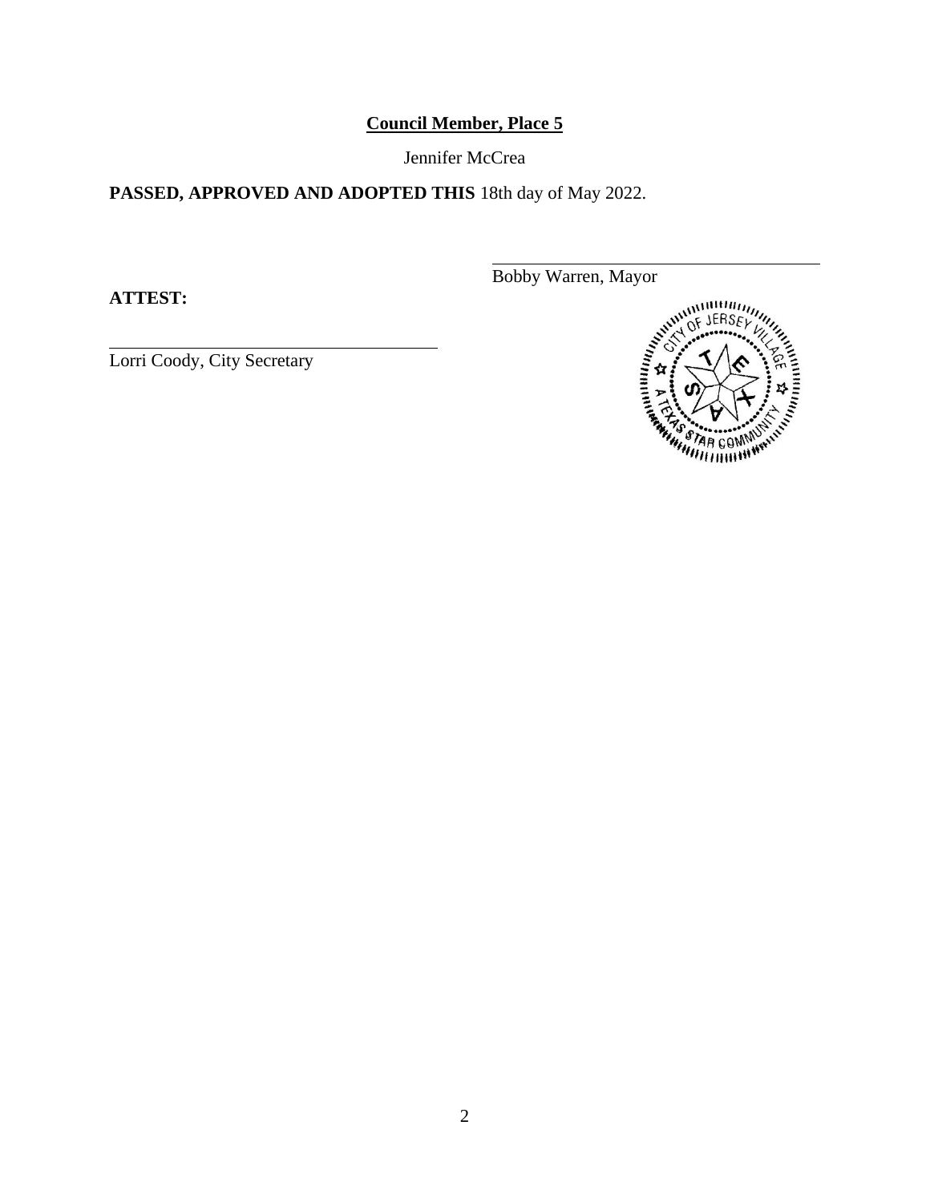**Council Member, Place 5**

Jennifer McCrea

**PASSED, APPROVED AND ADOPTED THIS** 18th day of May 2022.

Bobby Warren, Mayor

**ATTEST:**

Lorri Coody, City Secretary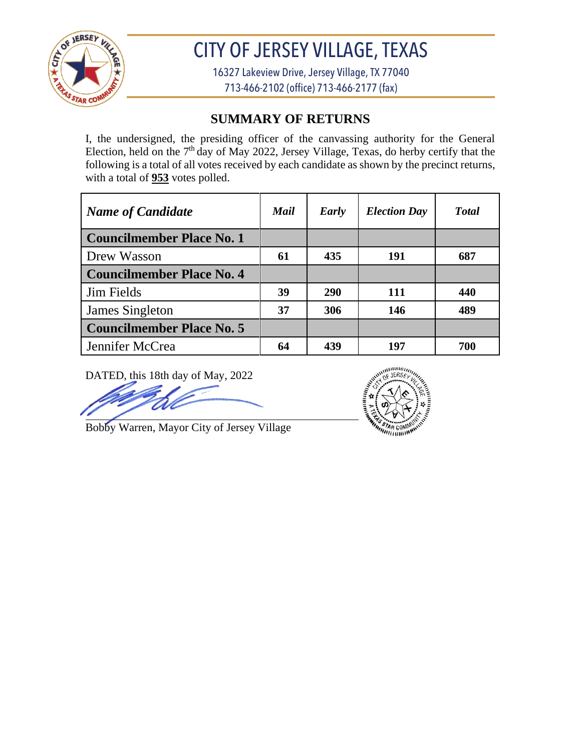# CITY OF JERSEY VILLAGE, TEXAS

16327 Lakeview Drive, Jersey Village, TX 77040
713-466-2102 (office) 713-466-2177 (fax)

## SUMMARY OF RETURNS

I, the undersigned, the presiding officer of the canvassing authority for the General Election, held on the 7th day of May 2022, Jersey Village, Texas, do herby certify that the following is a total of all votes received by each candidate as shown by the precinct returns, with a total of **953** votes polled.

| *Name of Candidate* | *Mail* | *Early* | *Election Day* | *Total* |
|---|---|---|---|---|
| **Councilmember Place No. 1** | | | | |
| Drew Wasson | **61** | **435** | **191** | **687** |
| **Councilmember Place No. 4** | | | | |
| Jim Fields | **39** | **290** | **111** | **440** |
| James Singleton | **37** | **306** | **146** | **489** |
| **Councilmember Place No. 5** | | | | |
| Jennifer McCrea | **64** | **439** | **197** | **700** |

DATED, this 18th day of May, 2022

Bobby Warren, Mayor City of Jersey Village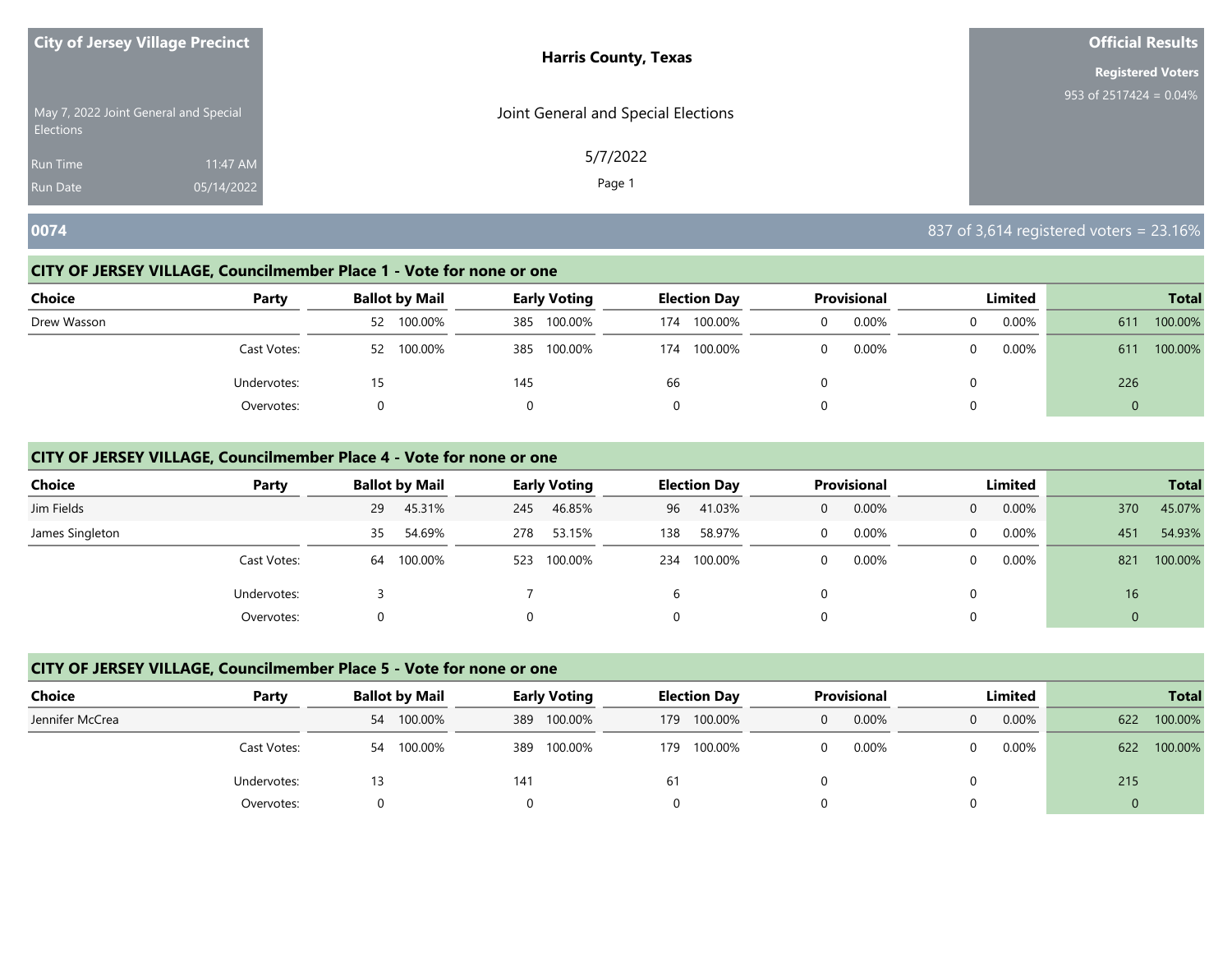**City of Jersey Village Precinct**

May 7, 2022 Joint General and Special Elections

Run Time 11:47 AM

Run Date 05/14/2022

**Harris County, Texas**

Joint General and Special Elections

5/7/2022

**Official Results**

**Registered Voters**

953 of 2517424 = 0.04%

## 0074

837 of 3,614 registered voters = 23.16%

### CITY OF JERSEY VILLAGE, Councilmember Place 1 - Vote for none or one

| Choice | Party | Ballot by Mail | | Early Voting | | Election Day | | Provisional | | Limited | | Total | |
|---|---|---|---|---|---|---|---|---|---|---|---|---|---|
| Drew Wasson | | 52 | 100.00% | 385 | 100.00% | 174 | 100.00% | 0 | 0.00% | 0 | 0.00% | 611 | 100.00% |
| | Cast Votes: | 52 | 100.00% | 385 | 100.00% | 174 | 100.00% | 0 | 0.00% | 0 | 0.00% | 611 | 100.00% |
| | Undervotes: | 15 | | 145 | | 66 | | 0 | | 0 | | 226 | |
| | Overvotes: | 0 | | 0 | | 0 | | 0 | | 0 | | 0 | |

### CITY OF JERSEY VILLAGE, Councilmember Place 4 - Vote for none or one

| Choice | Party | Ballot by Mail | | Early Voting | | Election Day | | Provisional | | Limited | | Total | |
|---|---|---|---|---|---|---|---|---|---|---|---|---|---|
| Jim Fields | | 29 | 45.31% | 245 | 46.85% | 96 | 41.03% | 0 | 0.00% | 0 | 0.00% | 370 | 45.07% |
| James Singleton | | 35 | 54.69% | 278 | 53.15% | 138 | 58.97% | 0 | 0.00% | 0 | 0.00% | 451 | 54.93% |
| | Cast Votes: | 64 | 100.00% | 523 | 100.00% | 234 | 100.00% | 0 | 0.00% | 0 | 0.00% | 821 | 100.00% |
| | Undervotes: | 3 | | 7 | | 6 | | 0 | | 0 | | 16 | |
| | Overvotes: | 0 | | 0 | | 0 | | 0 | | 0 | | 0 | |

### CITY OF JERSEY VILLAGE, Councilmember Place 5 - Vote for none or one

| Choice | Party | Ballot by Mail | | Early Voting | | Election Day | | Provisional | | Limited | | Total | |
|---|---|---|---|---|---|---|---|---|---|---|---|---|---|
| Jennifer McCrea | | 54 | 100.00% | 389 | 100.00% | 179 | 100.00% | 0 | 0.00% | 0 | 0.00% | 622 | 100.00% |
| | Cast Votes: | 54 | 100.00% | 389 | 100.00% | 179 | 100.00% | 0 | 0.00% | 0 | 0.00% | 622 | 100.00% |
| | Undervotes: | 13 | | 141 | | 61 | | 0 | | 0 | | 215 | |
| | Overvotes: | 0 | | 0 | | 0 | | 0 | | 0 | | 0 | |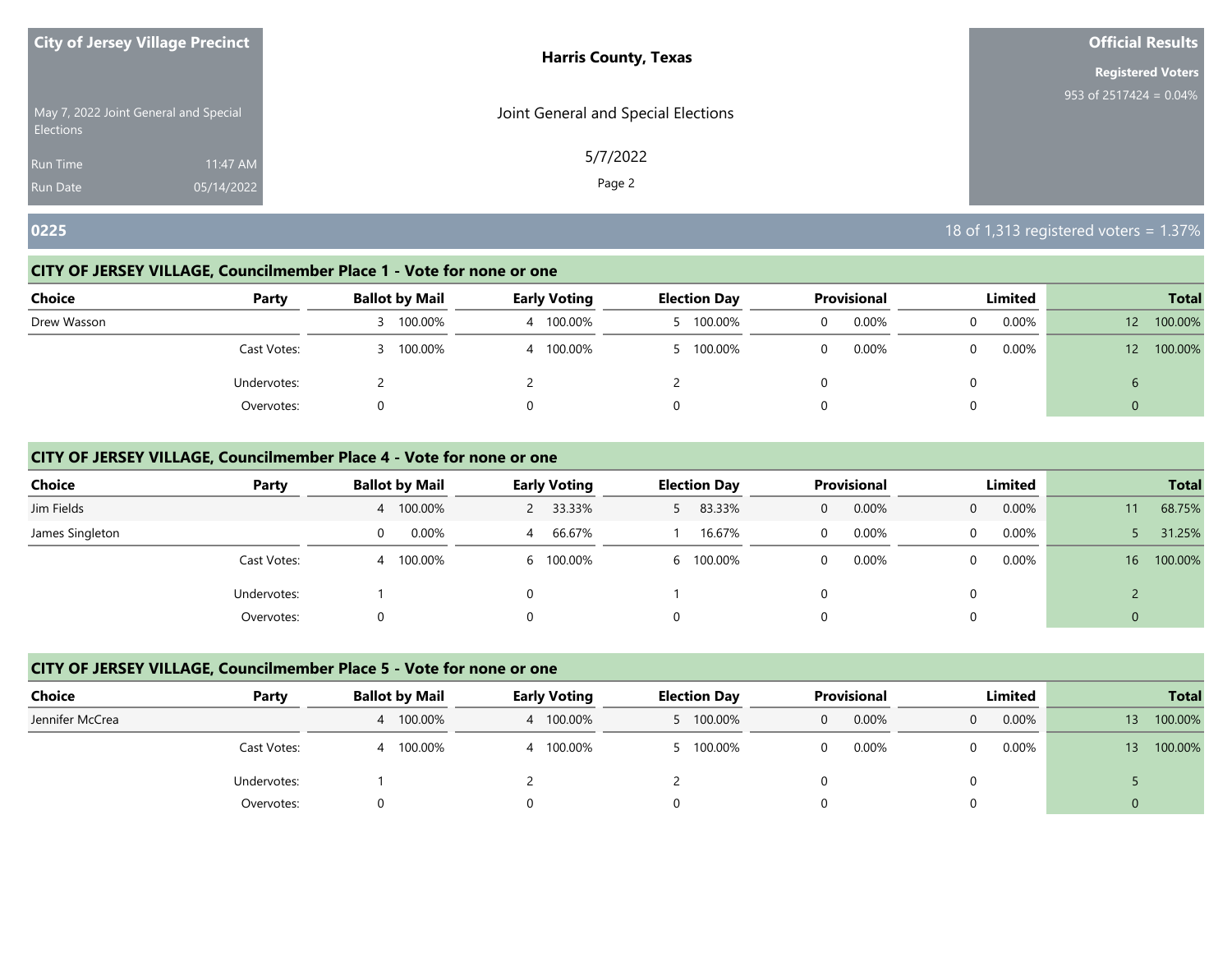**City of Jersey Village Precinct**

May 7, 2022 Joint General and Special Elections

Run Time 11:47 AM

Run Date 05/14/2022

**Harris County, Texas**

Joint General and Special Elections

5/7/2022

**Official Results**

**Registered Voters**

953 of 2517424 = 0.04%

## 0225

18 of 1,313 registered voters = 1.37%

### CITY OF JERSEY VILLAGE, Councilmember Place 1 - Vote for none or one

| Choice | Party | Ballot by Mail | | Early Voting | | Election Day | | Provisional | | Limited | | Total | |
|---|---|---|---|---|---|---|---|---|---|---|---|---|---|
| Drew Wasson | | 3 | 100.00% | 4 | 100.00% | 5 | 100.00% | 0 | 0.00% | 0 | 0.00% | 12 | 100.00% |
| | Cast Votes: | 3 | 100.00% | 4 | 100.00% | 5 | 100.00% | 0 | 0.00% | 0 | 0.00% | 12 | 100.00% |
| | Undervotes: | 2 | | 2 | | 2 | | 0 | | 0 | | 6 | |
| | Overvotes: | 0 | | 0 | | 0 | | 0 | | 0 | | 0 | |

### CITY OF JERSEY VILLAGE, Councilmember Place 4 - Vote for none or one

| Choice | Party | Ballot by Mail | | Early Voting | | Election Day | | Provisional | | Limited | | Total | |
|---|---|---|---|---|---|---|---|---|---|---|---|---|---|
| Jim Fields | | 4 | 100.00% | 2 | 33.33% | 5 | 83.33% | 0 | 0.00% | 0 | 0.00% | 11 | 68.75% |
| James Singleton | | 0 | 0.00% | 4 | 66.67% | 1 | 16.67% | 0 | 0.00% | 0 | 0.00% | 5 | 31.25% |
| | Cast Votes: | 4 | 100.00% | 6 | 100.00% | 6 | 100.00% | 0 | 0.00% | 0 | 0.00% | 16 | 100.00% |
| | Undervotes: | 1 | | 0 | | 1 | | 0 | | 0 | | 2 | |
| | Overvotes: | 0 | | 0 | | 0 | | 0 | | 0 | | 0 | |

### CITY OF JERSEY VILLAGE, Councilmember Place 5 - Vote for none or one

| Choice | Party | Ballot by Mail | | Early Voting | | Election Day | | Provisional | | Limited | | Total | |
|---|---|---|---|---|---|---|---|---|---|---|---|---|---|
| Jennifer McCrea | | 4 | 100.00% | 4 | 100.00% | 5 | 100.00% | 0 | 0.00% | 0 | 0.00% | 13 | 100.00% |
| | Cast Votes: | 4 | 100.00% | 4 | 100.00% | 5 | 100.00% | 0 | 0.00% | 0 | 0.00% | 13 | 100.00% |
| | Undervotes: | 1 | | 2 | | 2 | | 0 | | 0 | | 5 | |
| | Overvotes: | 0 | | 0 | | 0 | | 0 | | 0 | | 0 | |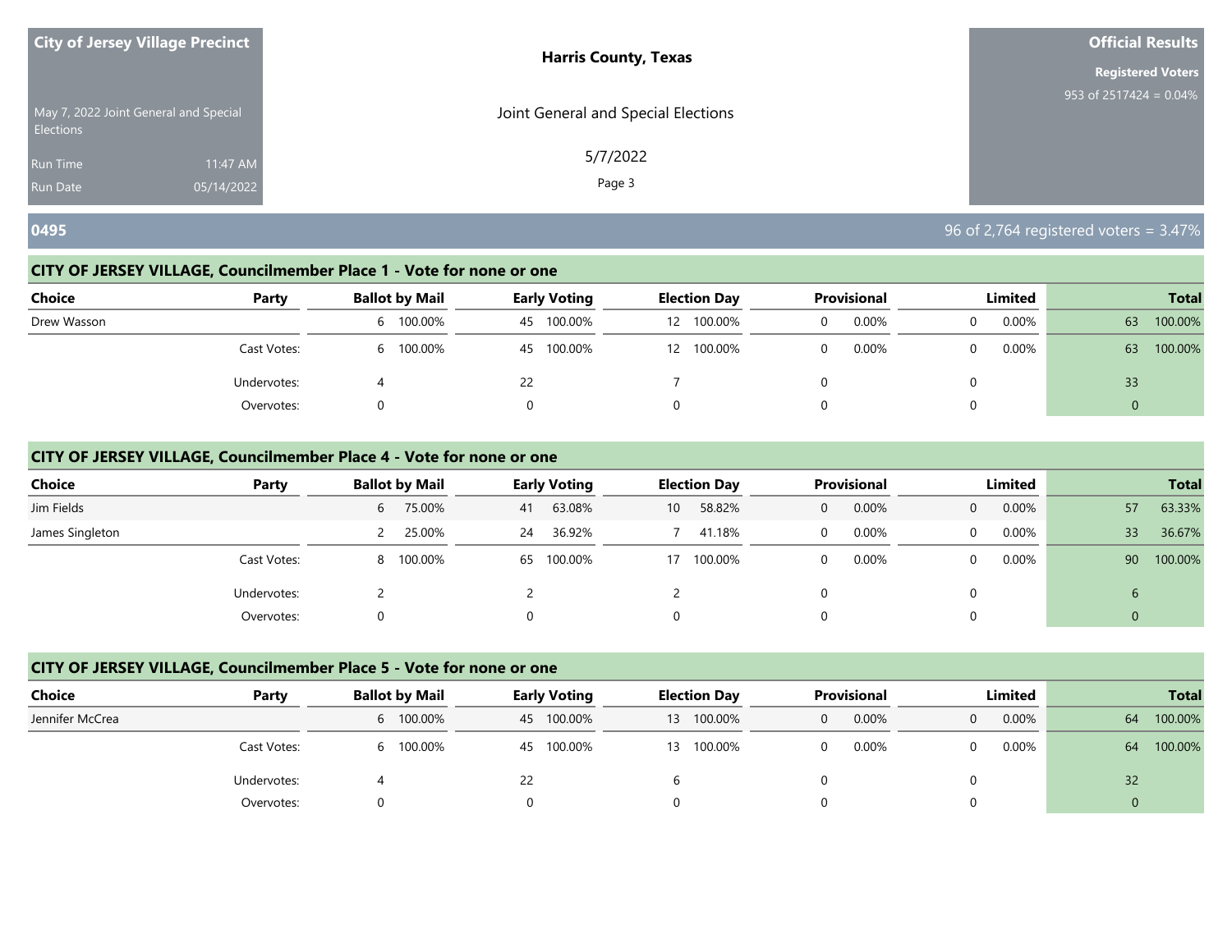**City of Jersey Village Precinct**

May 7, 2022 Joint General and Special Elections

Run Time 11:47 AM

Run Date 05/14/2022

**Harris County, Texas**

Joint General and Special Elections

5/7/2022

**Official Results**

**Registered Voters**

953 of 2517424 = 0.04%

## 0495

96 of 2,764 registered voters = 3.47%

### CITY OF JERSEY VILLAGE, Councilmember Place 1 - Vote for none or one

| Choice | Party | Ballot by Mail | | Early Voting | | Election Day | | Provisional | | Limited | | Total | |
|---|---|---|---|---|---|---|---|---|---|---|---|---|---|
| Drew Wasson | | 6 | 100.00% | 45 | 100.00% | 12 | 100.00% | 0 | 0.00% | 0 | 0.00% | 63 | 100.00% |
| | Cast Votes: | 6 | 100.00% | 45 | 100.00% | 12 | 100.00% | 0 | 0.00% | 0 | 0.00% | 63 | 100.00% |
| | Undervotes: | 4 | | 22 | | 7 | | 0 | | 0 | | 33 | |
| | Overvotes: | 0 | | 0 | | 0 | | 0 | | 0 | | 0 | |

### CITY OF JERSEY VILLAGE, Councilmember Place 4 - Vote for none or one

| Choice | Party | Ballot by Mail | | Early Voting | | Election Day | | Provisional | | Limited | | Total | |
|---|---|---|---|---|---|---|---|---|---|---|---|---|---|
| Jim Fields | | 6 | 75.00% | 41 | 63.08% | 10 | 58.82% | 0 | 0.00% | 0 | 0.00% | 57 | 63.33% |
| James Singleton | | 2 | 25.00% | 24 | 36.92% | 7 | 41.18% | 0 | 0.00% | 0 | 0.00% | 33 | 36.67% |
| | Cast Votes: | 8 | 100.00% | 65 | 100.00% | 17 | 100.00% | 0 | 0.00% | 0 | 0.00% | 90 | 100.00% |
| | Undervotes: | 2 | | 2 | | 2 | | 0 | | 0 | | 6 | |
| | Overvotes: | 0 | | 0 | | 0 | | 0 | | 0 | | 0 | |

### CITY OF JERSEY VILLAGE, Councilmember Place 5 - Vote for none or one

| Choice | Party | Ballot by Mail | | Early Voting | | Election Day | | Provisional | | Limited | | Total | |
|---|---|---|---|---|---|---|---|---|---|---|---|---|---|
| Jennifer McCrea | | 6 | 100.00% | 45 | 100.00% | 13 | 100.00% | 0 | 0.00% | 0 | 0.00% | 64 | 100.00% |
| | Cast Votes: | 6 | 100.00% | 45 | 100.00% | 13 | 100.00% | 0 | 0.00% | 0 | 0.00% | 64 | 100.00% |
| | Undervotes: | 4 | | 22 | | 6 | | 0 | | 0 | | 32 | |
| | Overvotes: | 0 | | 0 | | 0 | | 0 | | 0 | | 0 | |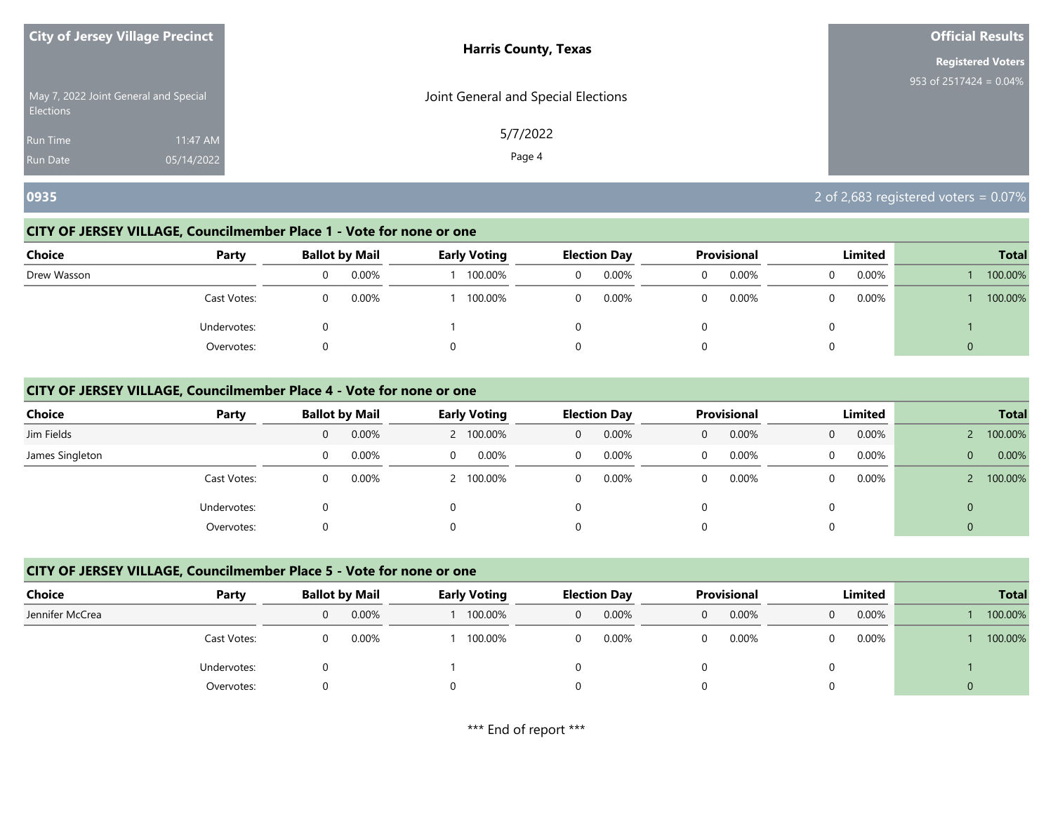City of Jersey Village Precinct

May 7, 2022 Joint General and Special Elections

Run Time 11:47 AM

Run Date 05/14/2022

**Harris County, Texas**

Joint General and Special Elections

5/7/2022

**Official Results**

**Registered Voters**

953 of 2517424 = 0.04%

## 0935

2 of 2,683 registered voters = 0.07%

### CITY OF JERSEY VILLAGE, Councilmember Place 1 - Vote for none or one

| Choice | Party | Ballot by Mail | | Early Voting | | Election Day | | Provisional | | Limited | | Total | |
|---|---|---|---|---|---|---|---|---|---|---|---|---|---|
| Drew Wasson | | 0 | 0.00% | 1 | 100.00% | 0 | 0.00% | 0 | 0.00% | 0 | 0.00% | 1 | 100.00% |
| | Cast Votes: | 0 | 0.00% | 1 | 100.00% | 0 | 0.00% | 0 | 0.00% | 0 | 0.00% | 1 | 100.00% |
| | Undervotes: | 0 | | 1 | | 0 | | 0 | | 0 | | 1 | |
| | Overvotes: | 0 | | 0 | | 0 | | 0 | | 0 | | 0 | |

### CITY OF JERSEY VILLAGE, Councilmember Place 4 - Vote for none or one

| Choice | Party | Ballot by Mail | | Early Voting | | Election Day | | Provisional | | Limited | | Total | |
|---|---|---|---|---|---|---|---|---|---|---|---|---|---|
| Jim Fields | | 0 | 0.00% | 2 | 100.00% | 0 | 0.00% | 0 | 0.00% | 0 | 0.00% | 2 | 100.00% |
| James Singleton | | 0 | 0.00% | 0 | 0.00% | 0 | 0.00% | 0 | 0.00% | 0 | 0.00% | 0 | 0.00% |
| | Cast Votes: | 0 | 0.00% | 2 | 100.00% | 0 | 0.00% | 0 | 0.00% | 0 | 0.00% | 2 | 100.00% |
| | Undervotes: | 0 | | 0 | | 0 | | 0 | | 0 | | 0 | |
| | Overvotes: | 0 | | 0 | | 0 | | 0 | | 0 | | 0 | |

### CITY OF JERSEY VILLAGE, Councilmember Place 5 - Vote for none or one

| Choice | Party | Ballot by Mail | | Early Voting | | Election Day | | Provisional | | Limited | | Total | |
|---|---|---|---|---|---|---|---|---|---|---|---|---|---|
| Jennifer McCrea | | 0 | 0.00% | 1 | 100.00% | 0 | 0.00% | 0 | 0.00% | 0 | 0.00% | 1 | 100.00% |
| | Cast Votes: | 0 | 0.00% | 1 | 100.00% | 0 | 0.00% | 0 | 0.00% | 0 | 0.00% | 1 | 100.00% |
| | Undervotes: | 0 | | 1 | | 0 | | 0 | | 0 | | 1 | |
| | Overvotes: | 0 | | 0 | | 0 | | 0 | | 0 | | 0 | |

*** End of report ***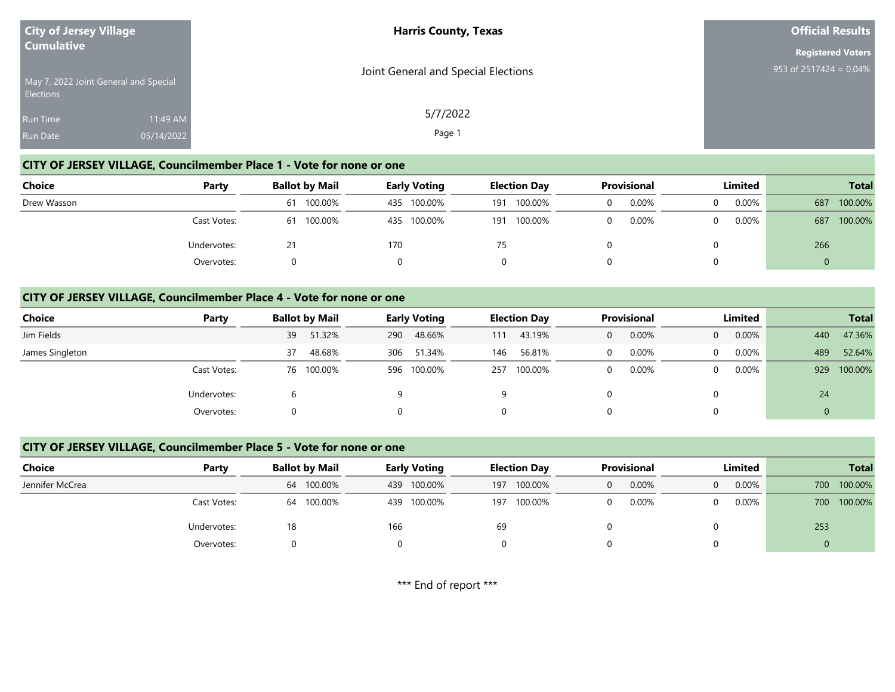**City of Jersey Village Cumulative**

May 7, 2022 Joint General and Special Elections

Run Time 11:49 AM

Run Date 05/14/2022

**Harris County, Texas**

Joint General and Special Elections

5/7/2022

**Official Results**

**Registered Voters**

953 of 2517424 = 0.04%

## CITY OF JERSEY VILLAGE, Councilmember Place 1 - Vote for none or one

| Choice | Party | Ballot by Mail | | Early Voting | | Election Day | | Provisional | | Limited | | Total | |
|---|---|---|---|---|---|---|---|---|---|---|---|---|---|
| Drew Wasson | | 61 | 100.00% | 435 | 100.00% | 191 | 100.00% | 0 | 0.00% | 0 | 0.00% | 687 | 100.00% |
| | Cast Votes: | 61 | 100.00% | 435 | 100.00% | 191 | 100.00% | 0 | 0.00% | 0 | 0.00% | 687 | 100.00% |
| | Undervotes: | 21 | | 170 | | 75 | | 0 | | 0 | | 266 | |
| | Overvotes: | 0 | | 0 | | 0 | | 0 | | 0 | | 0 | |

## CITY OF JERSEY VILLAGE, Councilmember Place 4 - Vote for none or one

| Choice | Party | Ballot by Mail | | Early Voting | | Election Day | | Provisional | | Limited | | Total | |
|---|---|---|---|---|---|---|---|---|---|---|---|---|---|
| Jim Fields | | 39 | 51.32% | 290 | 48.66% | 111 | 43.19% | 0 | 0.00% | 0 | 0.00% | 440 | 47.36% |
| James Singleton | | 37 | 48.68% | 306 | 51.34% | 146 | 56.81% | 0 | 0.00% | 0 | 0.00% | 489 | 52.64% |
| | Cast Votes: | 76 | 100.00% | 596 | 100.00% | 257 | 100.00% | 0 | 0.00% | 0 | 0.00% | 929 | 100.00% |
| | Undervotes: | 6 | | 9 | | 9 | | 0 | | 0 | | 24 | |
| | Overvotes: | 0 | | 0 | | 0 | | 0 | | 0 | | 0 | |

## CITY OF JERSEY VILLAGE, Councilmember Place 5 - Vote for none or one

| Choice | Party | Ballot by Mail | | Early Voting | | Election Day | | Provisional | | Limited | | Total | |
|---|---|---|---|---|---|---|---|---|---|---|---|---|---|
| Jennifer McCrea | | 64 | 100.00% | 439 | 100.00% | 197 | 100.00% | 0 | 0.00% | 0 | 0.00% | 700 | 100.00% |
| | Cast Votes: | 64 | 100.00% | 439 | 100.00% | 197 | 100.00% | 0 | 0.00% | 0 | 0.00% | 700 | 100.00% |
| | Undervotes: | 18 | | 166 | | 69 | | 0 | | 0 | | 253 | |
| | Overvotes: | 0 | | 0 | | 0 | | 0 | | 0 | | 0 | |

*** End of report ***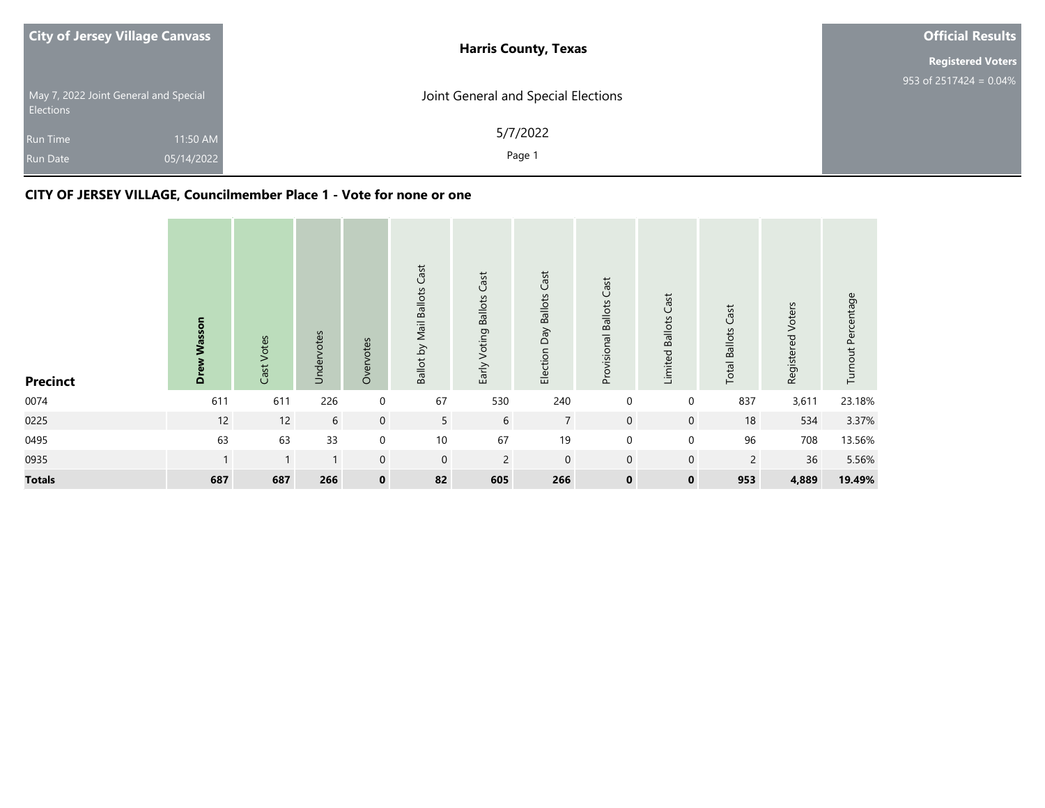**City of Jersey Village Canvass**

May 7, 2022 Joint General and Special Elections

Run Time 11:50 AM

Run Date 05/14/2022

**Harris County, Texas**

Joint General and Special Elections

5/7/2022

**Official Results**

**Registered Voters**

953 of 2517424 = 0.04%

## CITY OF JERSEY VILLAGE, Councilmember Place 1 - Vote for none or one

| Precinct | Drew Wasson | Cast Votes | Undervotes | Overvotes | Ballot by Mail Ballots Cast | Early Voting Ballots Cast | Election Day Ballots Cast | Provisional Ballots Cast | Limited Ballots Cast | Total Ballots Cast | Registered Voters | Turnout Percentage |
|---|---|---|---|---|---|---|---|---|---|---|---|---|
| 0074 | 611 | 611 | 226 | 0 | 67 | 530 | 240 | 0 | 0 | 837 | 3,611 | 23.18% |
| 0225 | 12 | 12 | 6 | 0 | 5 | 6 | 7 | 0 | 0 | 18 | 534 | 3.37% |
| 0495 | 63 | 63 | 33 | 0 | 10 | 67 | 19 | 0 | 0 | 96 | 708 | 13.56% |
| 0935 | 1 | 1 | 1 | 0 | 0 | 2 | 0 | 0 | 0 | 2 | 36 | 5.56% |
| **Totals** | **687** | **687** | **266** | **0** | **82** | **605** | **266** | **0** | **0** | **953** | **4,889** | **19.49%** |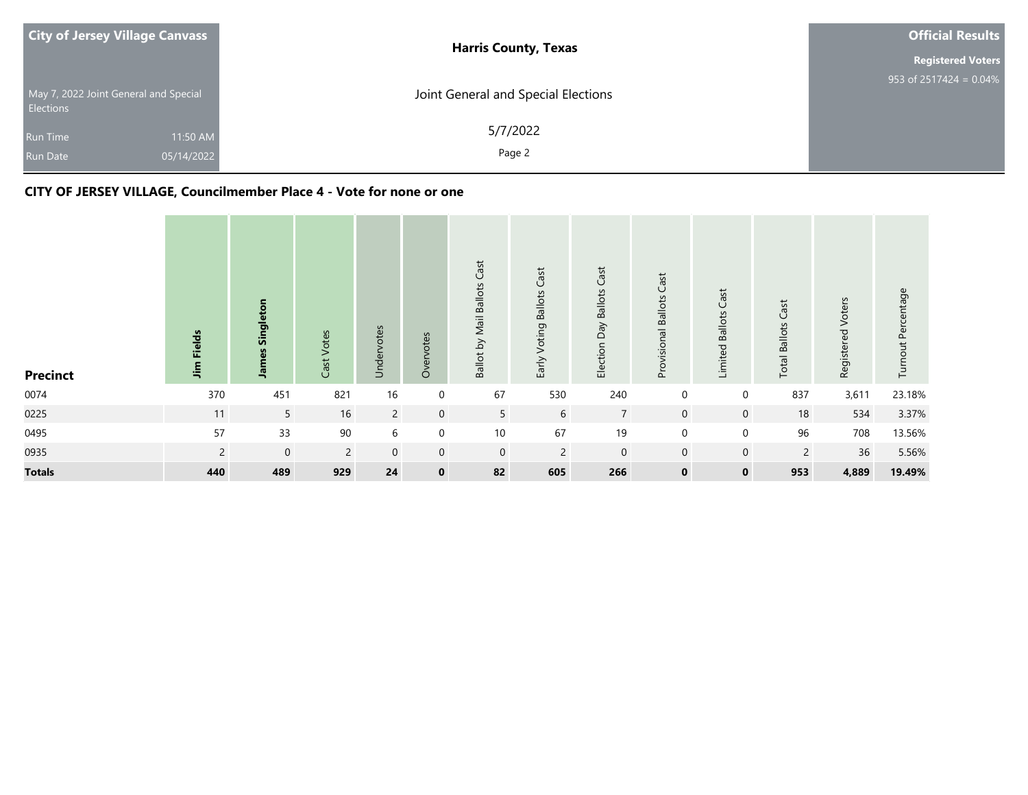| City of Jersey Village Canvass | Harris County, Texas | Official Results |
|---|---|---|
| May 7, 2022 Joint General and Special Elections | Joint General and Special Elections | Registered Voters 953 of 2517424 = 0.04% |
| Run Time 11:50 AM | 5/7/2022 | |
| Run Date 05/14/2022 | Page 2 | |

## CITY OF JERSEY VILLAGE, Councilmember Place 4 - Vote for none or one

| Precinct | **Jim Fields** | **James Singleton** | Cast Votes | Undervotes | Overvotes | Ballot by Mail Ballots Cast | Early Voting Ballots Cast | Election Day Ballots Cast | Provisional Ballots Cast | Limited Ballots Cast | Total Ballots Cast | Registered Voters | Turnout Percentage |
|---|---|---|---|---|---|---|---|---|---|---|---|---|---|
| 0074 | 370 | 451 | 821 | 16 | 0 | 67 | 530 | 240 | 0 | 0 | 837 | 3,611 | 23.18% |
| 0225 | 11 | 5 | 16 | 2 | 0 | 5 | 6 | 7 | 0 | 0 | 18 | 534 | 3.37% |
| 0495 | 57 | 33 | 90 | 6 | 0 | 10 | 67 | 19 | 0 | 0 | 96 | 708 | 13.56% |
| 0935 | 2 | 0 | 2 | 0 | 0 | 0 | 2 | 0 | 0 | 0 | 2 | 36 | 5.56% |
| **Totals** | **440** | **489** | **929** | **24** | **0** | **82** | **605** | **266** | **0** | **0** | **953** | **4,889** | **19.49%** |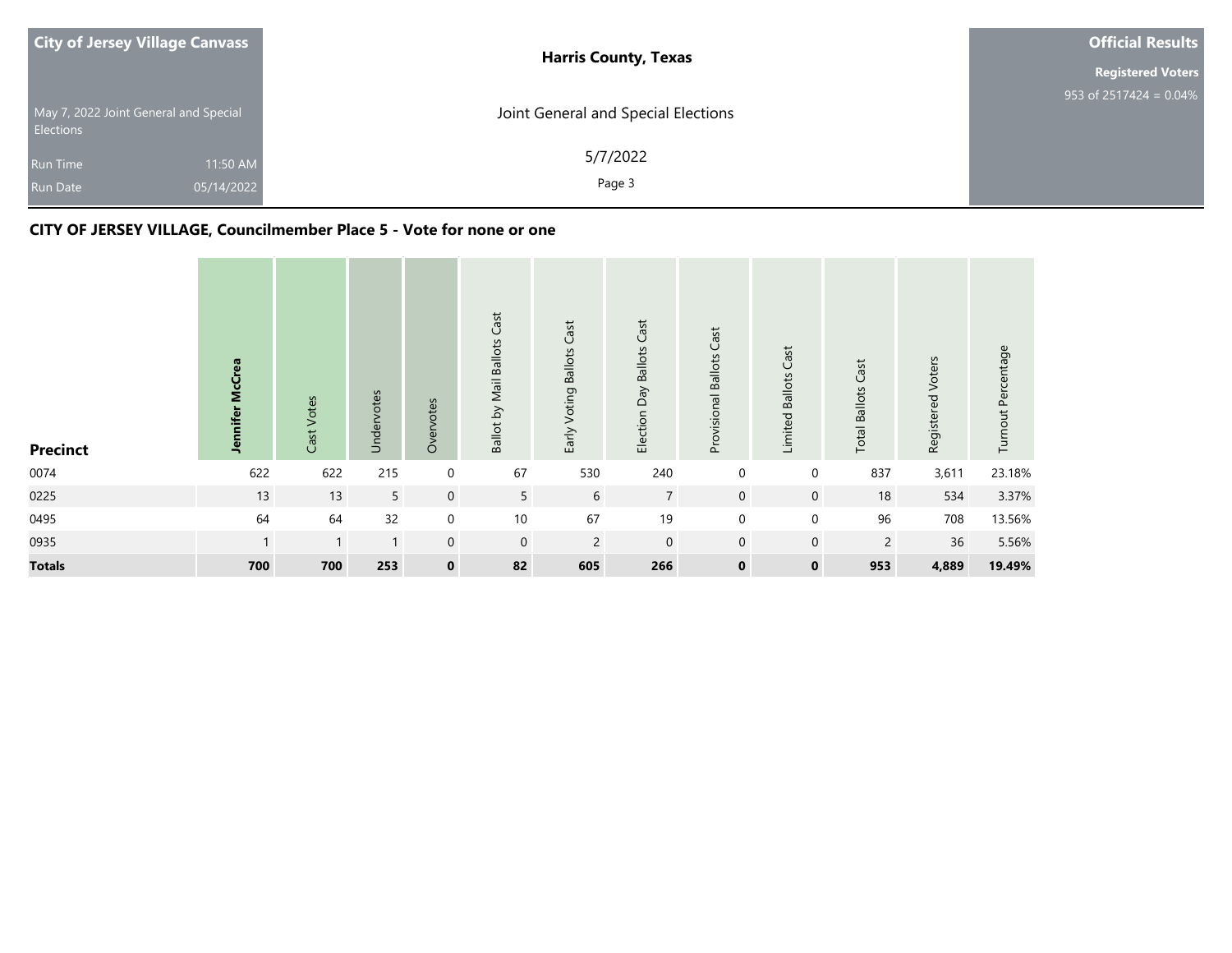**City of Jersey Village Canvass**

May 7, 2022 Joint General and Special Elections

Run Time 11:50 AM
Run Date 05/14/2022

**Harris County, Texas**

Joint General and Special Elections

5/7/2022

**Official Results**

**Registered Voters**
953 of 2517424 = 0.04%

## CITY OF JERSEY VILLAGE, Councilmember Place 5 - Vote for none or one

| Precinct | Jennifer McCrea | Cast Votes | Undervotes | Overvotes | Ballot by Mail Ballots Cast | Early Voting Ballots Cast | Election Day Ballots Cast | Provisional Ballots Cast | Limited Ballots Cast | Total Ballots Cast | Registered Voters | Turnout Percentage |
|---|---|---|---|---|---|---|---|---|---|---|---|---|
| 0074 | 622 | 622 | 215 | 0 | 67 | 530 | 240 | 0 | 0 | 837 | 3,611 | 23.18% |
| 0225 | 13 | 13 | 5 | 0 | 5 | 6 | 7 | 0 | 0 | 18 | 534 | 3.37% |
| 0495 | 64 | 64 | 32 | 0 | 10 | 67 | 19 | 0 | 0 | 96 | 708 | 13.56% |
| 0935 | 1 | 1 | 1 | 0 | 0 | 2 | 0 | 0 | 0 | 2 | 36 | 5.56% |
| **Totals** | **700** | **700** | **253** | **0** | **82** | **605** | **266** | **0** | **0** | **953** | **4,889** | **19.49%** |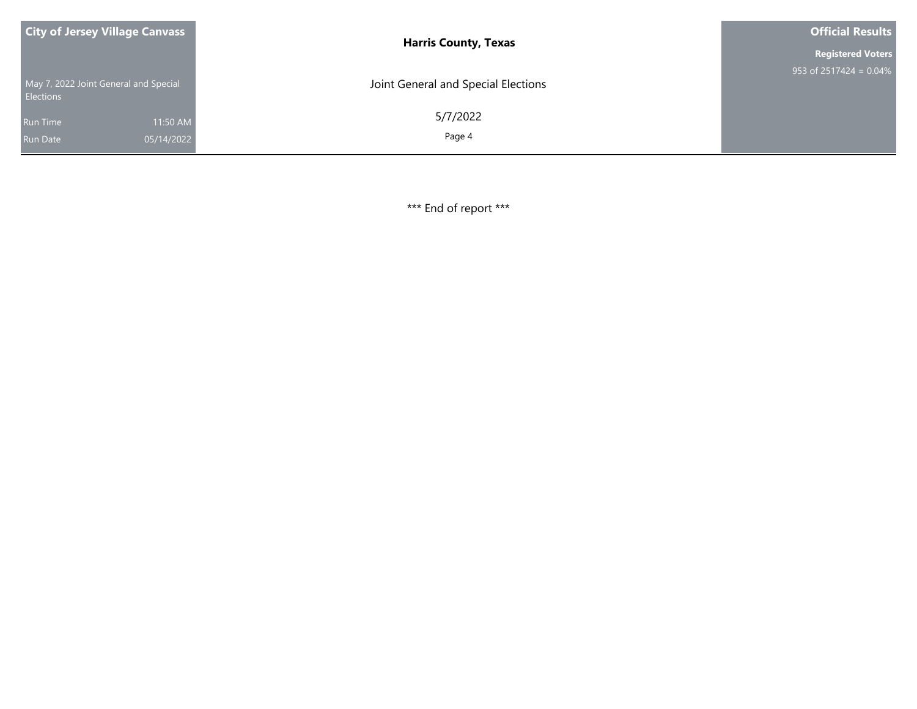*** End of report ***